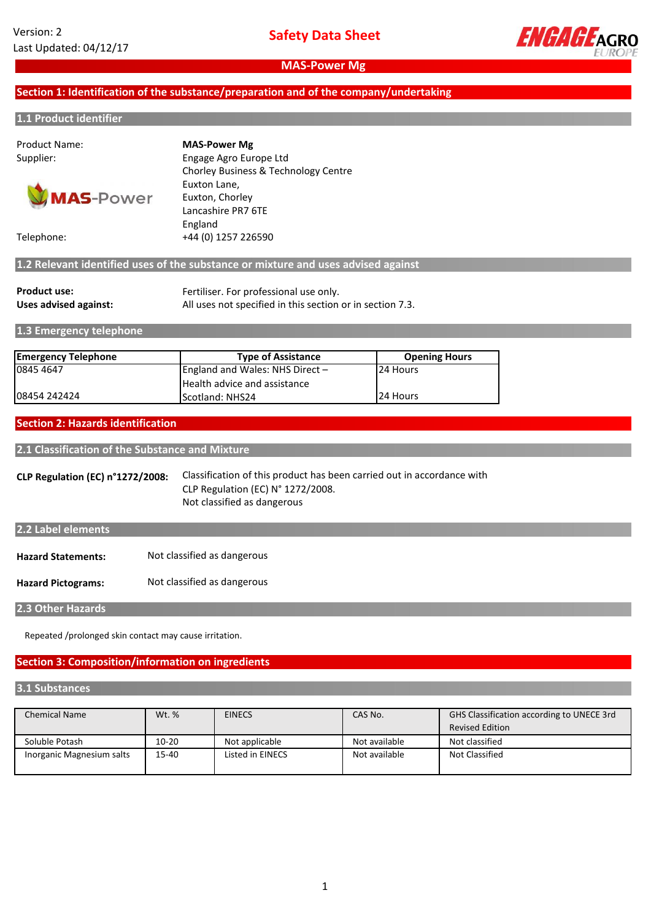Version: 2
Last Updated: 04/12/17

# Safety Data Sheet

## MAS-Power Mg

## Section 1: Identification of the substance/preparation and of the company/undertaking

### 1.1 Product identifier

Product Name: **MAS-Power Mg**

Supplier:
Engage Agro Europe Ltd
Chorley Business & Technology Centre
Euxton Lane,
Euxton, Chorley
Lancashire PR7 6TE
England

Telephone: +44 (0) 1257 226590

### 1.2 Relevant identified uses of the substance or mixture and uses advised against

**Product use:** Fertiliser. For professional use only.

**Uses advised against:** All uses not specified in this section or in section 7.3.

### 1.3 Emergency telephone

| Emergency Telephone | Type of Assistance | Opening Hours |
|---|---|---|
| 0845 4647 | England and Wales: NHS Direct – Health advice and assistance | 24 Hours |
| 08454 242424 | Scotland: NHS24 | 24 Hours |

## Section 2: Hazards identification

### 2.1 Classification of the Substance and Mixture

**CLP Regulation (EC) n°1272/2008:** Classification of this product has been carried out in accordance with CLP Regulation (EC) N° 1272/2008.
Not classified as dangerous

### 2.2 Label elements

**Hazard Statements:** Not classified as dangerous

**Hazard Pictograms:** Not classified as dangerous

### 2.3 Other Hazards

Repeated /prolonged skin contact may cause irritation.

## Section 3: Composition/information on ingredients

### 3.1 Substances

| Chemical Name | Wt. % | EINECS | CAS No. | GHS Classification according to UNECE 3rd Revised Edition |
|---|---|---|---|---|
| Soluble Potash | 10-20 | Not applicable | Not available | Not classified |
| Inorganic Magnesium salts | 15-40 | Listed in EINECS | Not available | Not Classified |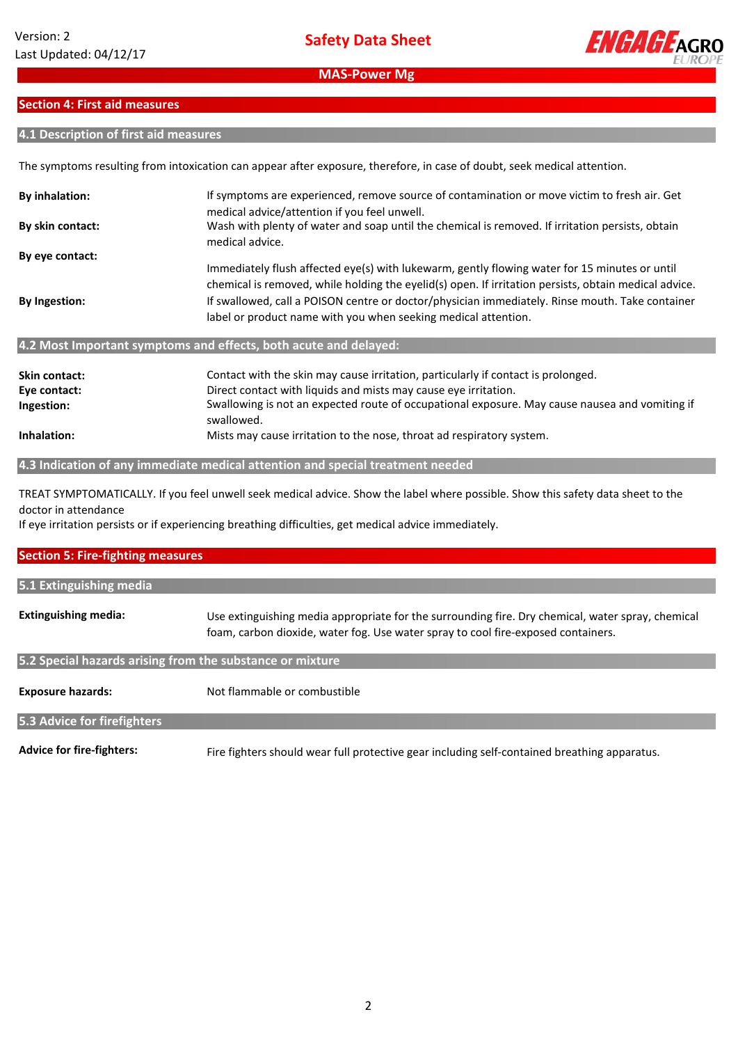## Section 4: First aid measures

### 4.1 Description of first aid measures

The symptoms resulting from intoxication can appear after exposure, therefore, in case of doubt, seek medical attention.

**By inhalation:** If symptoms are experienced, remove source of contamination or move victim to fresh air. Get medical advice/attention if you feel unwell.

**By skin contact:** Wash with plenty of water and soap until the chemical is removed. If irritation persists, obtain medical advice.

**By eye contact:** Immediately flush affected eye(s) with lukewarm, gently flowing water for 15 minutes or until chemical is removed, while holding the eyelid(s) open. If irritation persists, obtain medical advice.

**By Ingestion:** If swallowed, call a POISON centre or doctor/physician immediately. Rinse mouth. Take container label or product name with you when seeking medical attention.

### 4.2 Most Important symptoms and effects, both acute and delayed:

**Skin contact:** Contact with the skin may cause irritation, particularly if contact is prolonged.

**Eye contact:** Direct contact with liquids and mists may cause eye irritation.

**Ingestion:** Swallowing is not an expected route of occupational exposure. May cause nausea and vomiting if swallowed.

**Inhalation:** Mists may cause irritation to the nose, throat ad respiratory system.

### 4.3 Indication of any immediate medical attention and special treatment needed

TREAT SYMPTOMATICALLY. If you feel unwell seek medical advice. Show the label where possible. Show this safety data sheet to the doctor in attendance

If eye irritation persists or if experiencing breathing difficulties, get medical advice immediately.

## Section 5: Fire-fighting measures

### 5.1 Extinguishing media

**Extinguishing media:** Use extinguishing media appropriate for the surrounding fire. Dry chemical, water spray, chemical foam, carbon dioxide, water fog. Use water spray to cool fire-exposed containers.

### 5.2 Special hazards arising from the substance or mixture

**Exposure hazards:** Not flammable or combustible

### 5.3 Advice for firefighters

**Advice for fire-fighters:** Fire fighters should wear full protective gear including self-contained breathing apparatus.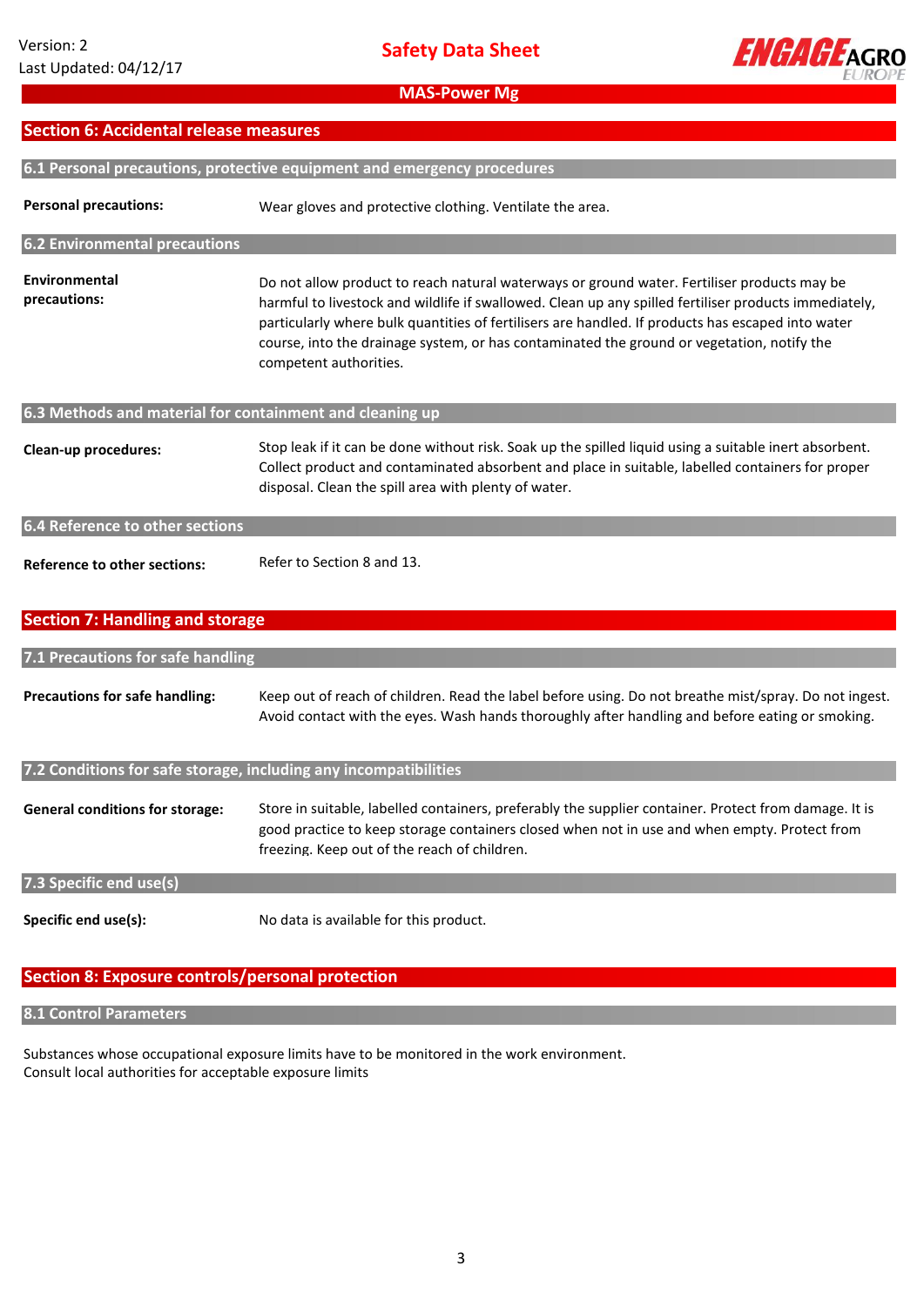## Section 6: Accidental release measures

### 6.1 Personal precautions, protective equipment and emergency procedures

**Personal precautions:** Wear gloves and protective clothing. Ventilate the area.

### 6.2 Environmental precautions

**Environmental precautions:** Do not allow product to reach natural waterways or ground water. Fertiliser products may be harmful to livestock and wildlife if swallowed. Clean up any spilled fertiliser products immediately, particularly where bulk quantities of fertilisers are handled. If products has escaped into water course, into the drainage system, or has contaminated the ground or vegetation, notify the competent authorities.

### 6.3 Methods and material for containment and cleaning up

**Clean-up procedures:** Stop leak if it can be done without risk. Soak up the spilled liquid using a suitable inert absorbent. Collect product and contaminated absorbent and place in suitable, labelled containers for proper disposal. Clean the spill area with plenty of water.

### 6.4 Reference to other sections

**Reference to other sections:** Refer to Section 8 and 13.

## Section 7: Handling and storage

### 7.1 Precautions for safe handling

**Precautions for safe handling:** Keep out of reach of children. Read the label before using. Do not breathe mist/spray. Do not ingest. Avoid contact with the eyes. Wash hands thoroughly after handling and before eating or smoking.

### 7.2 Conditions for safe storage, including any incompatibilities

**General conditions for storage:** Store in suitable, labelled containers, preferably the supplier container. Protect from damage. It is good practice to keep storage containers closed when not in use and when empty. Protect from freezing. Keep out of the reach of children.

### 7.3 Specific end use(s)

**Specific end use(s):** No data is available for this product.

## Section 8: Exposure controls/personal protection

### 8.1 Control Parameters

Substances whose occupational exposure limits have to be monitored in the work environment.
Consult local authorities for acceptable exposure limits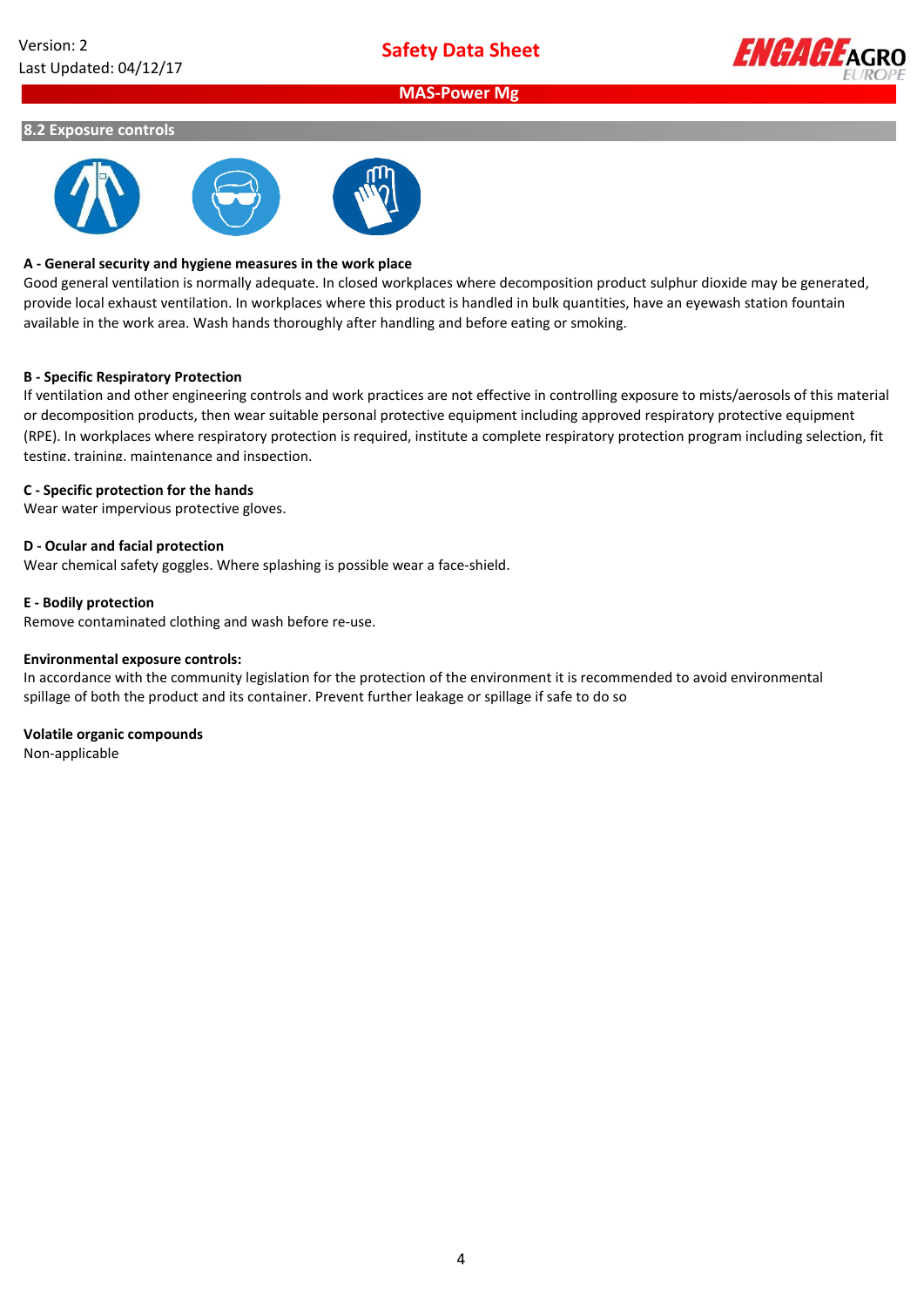## 8.2 Exposure controls

**A - General security and hygiene measures in the work place**

Good general ventilation is normally adequate. In closed workplaces where decomposition product sulphur dioxide may be generated, provide local exhaust ventilation. In workplaces where this product is handled in bulk quantities, have an eyewash station fountain available in the work area. Wash hands thoroughly after handling and before eating or smoking.

**B - Specific Respiratory Protection**

If ventilation and other engineering controls and work practices are not effective in controlling exposure to mists/aerosols of this material or decomposition products, then wear suitable personal protective equipment including approved respiratory protective equipment (RPE). In workplaces where respiratory protection is required, institute a complete respiratory protection program including selection, fit testing, training, maintenance and inspection.

**C - Specific protection for the hands**

Wear water impervious protective gloves.

**D - Ocular and facial protection**

Wear chemical safety goggles. Where splashing is possible wear a face-shield.

**E - Bodily protection**

Remove contaminated clothing and wash before re-use.

**Environmental exposure controls:**

In accordance with the community legislation for the protection of the environment it is recommended to avoid environmental spillage of both the product and its container. Prevent further leakage or spillage if safe to do so

**Volatile organic compounds**

Non-applicable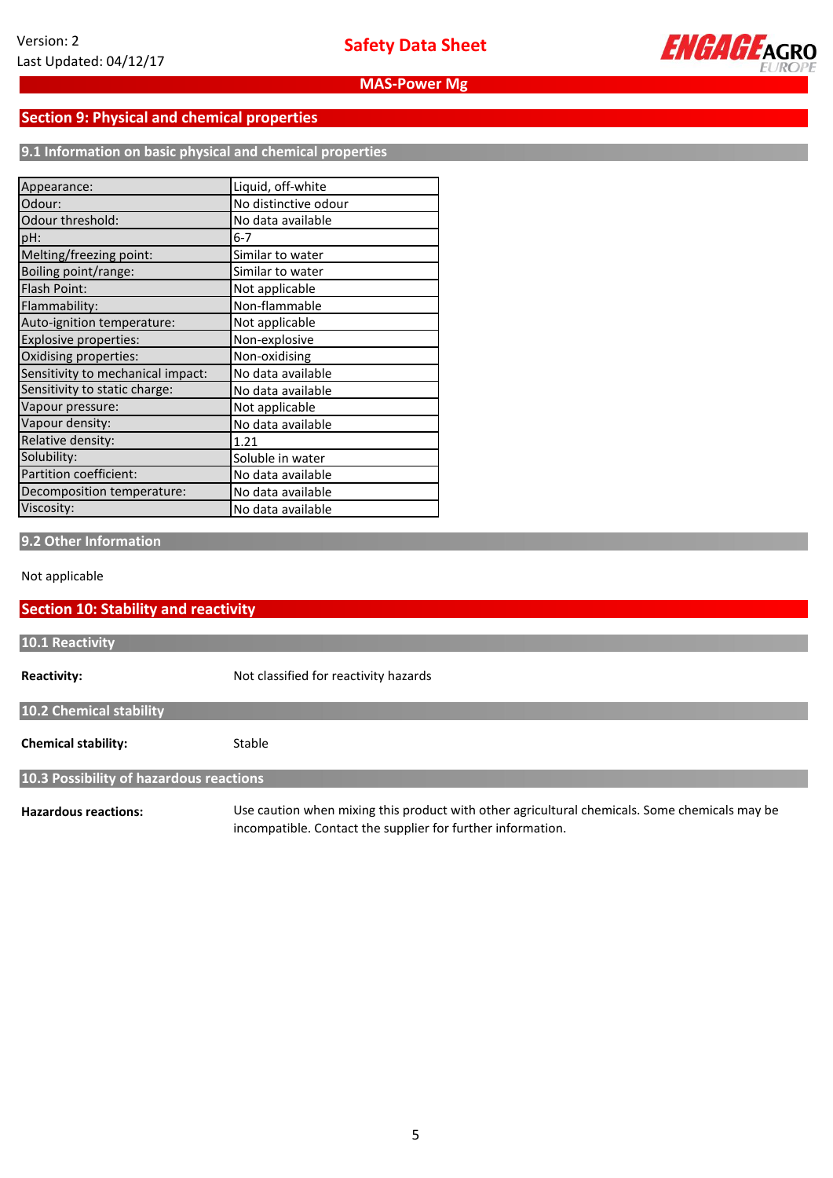## Section 9: Physical and chemical properties

### 9.1 Information on basic physical and chemical properties

| Property | Value |
|---|---|
| Appearance: | Liquid, off-white |
| Odour: | No distinctive odour |
| Odour threshold: | No data available |
| pH: | 6-7 |
| Melting/freezing point: | Similar to water |
| Boiling point/range: | Similar to water |
| Flash Point: | Not applicable |
| Flammability: | Non-flammable |
| Auto-ignition temperature: | Not applicable |
| Explosive properties: | Non-explosive |
| Oxidising properties: | Non-oxidising |
| Sensitivity to mechanical impact: | No data available |
| Sensitivity to static charge: | No data available |
| Vapour pressure: | Not applicable |
| Vapour density: | No data available |
| Relative density: | 1.21 |
| Solubility: | Soluble in water |
| Partition coefficient: | No data available |
| Decomposition temperature: | No data available |
| Viscosity: | No data available |

### 9.2 Other Information

Not applicable

## Section 10: Stability and reactivity

### 10.1 Reactivity

**Reactivity:** Not classified for reactivity hazards

### 10.2 Chemical stability

**Chemical stability:** Stable

### 10.3 Possibility of hazardous reactions

**Hazardous reactions:** Use caution when mixing this product with other agricultural chemicals. Some chemicals may be incompatible. Contact the supplier for further information.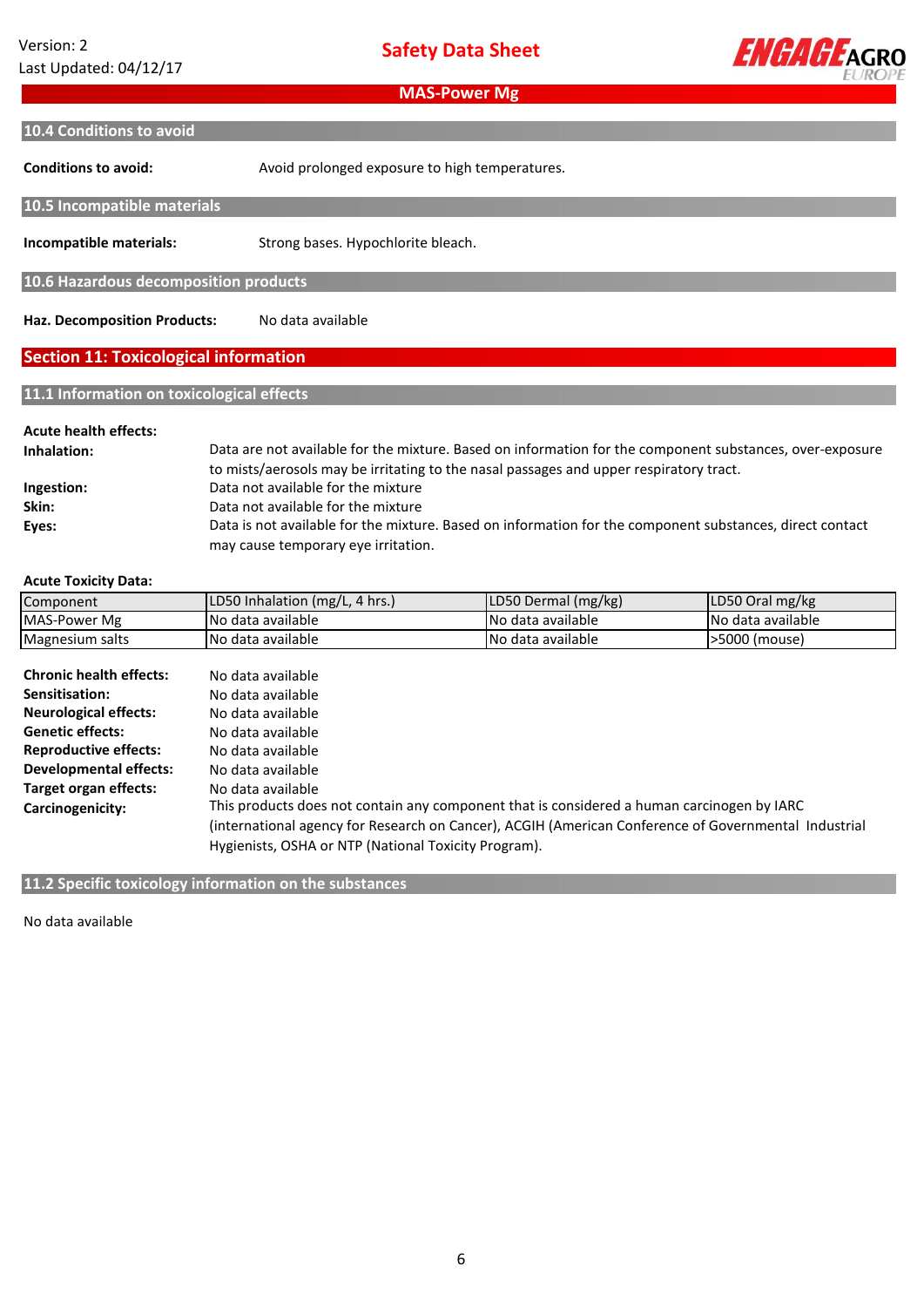### 10.4 Conditions to avoid

**Conditions to avoid:** Avoid prolonged exposure to high temperatures.

### 10.5 Incompatible materials

**Incompatible materials:** Strong bases. Hypochlorite bleach.

### 10.6 Hazardous decomposition products

**Haz. Decomposition Products:** No data available

## Section 11: Toxicological information

### 11.1 Information on toxicological effects

**Acute health effects:**

**Inhalation:** Data are not available for the mixture. Based on information for the component substances, over-exposure to mists/aerosols may be irritating to the nasal passages and upper respiratory tract.

**Ingestion:** Data not available for the mixture

**Skin:** Data not available for the mixture

**Eyes:** Data is not available for the mixture. Based on information for the component substances, direct contact may cause temporary eye irritation.

**Acute Toxicity Data:**

| Component | LD50 Inhalation (mg/L, 4 hrs.) | LD50 Dermal (mg/kg) | LD50 Oral mg/kg |
|---|---|---|---|
| MAS-Power Mg | No data available | No data available | No data available |
| Magnesium salts | No data available | No data available | >5000 (mouse) |

**Chronic health effects:** No data available

**Sensitisation:** No data available

**Neurological effects:** No data available

**Genetic effects:** No data available

**Reproductive effects:** No data available

**Developmental effects:** No data available

**Target organ effects:** No data available

**Carcinogenicity:** This products does not contain any component that is considered a human carcinogen by IARC (international agency for Research on Cancer), ACGIH (American Conference of Governmental Industrial Hygienists, OSHA or NTP (National Toxicity Program).

### 11.2 Specific toxicology information on the substances

No data available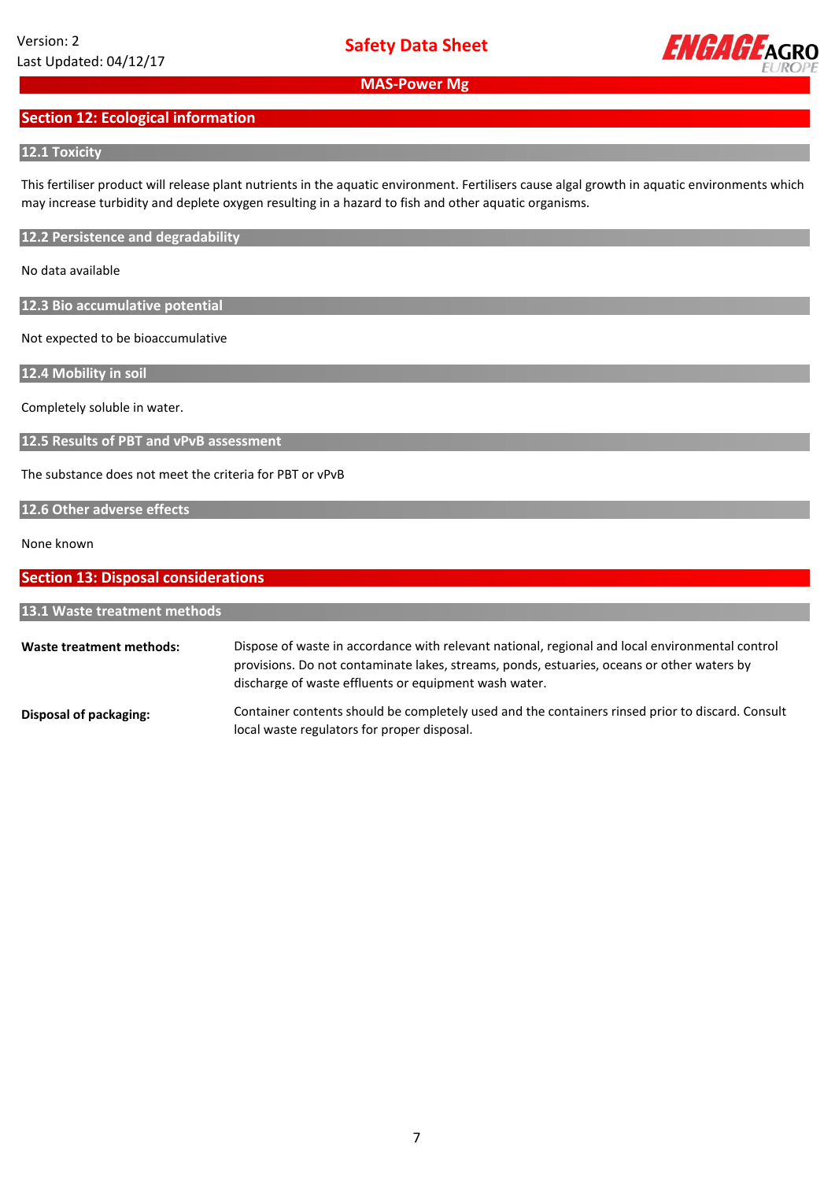## Section 12: Ecological information

### 12.1 Toxicity

This fertiliser product will release plant nutrients in the aquatic environment. Fertilisers cause algal growth in aquatic environments which may increase turbidity and deplete oxygen resulting in a hazard to fish and other aquatic organisms.

### 12.2 Persistence and degradability

No data available

### 12.3 Bio accumulative potential

Not expected to be bioaccumulative

### 12.4 Mobility in soil

Completely soluble in water.

### 12.5 Results of PBT and vPvB assessment

The substance does not meet the criteria for PBT or vPvB

### 12.6 Other adverse effects

None known

## Section 13: Disposal considerations

### 13.1 Waste treatment methods

**Waste treatment methods:** Dispose of waste in accordance with relevant national, regional and local environmental control provisions. Do not contaminate lakes, streams, ponds, estuaries, oceans or other waters by discharge of waste effluents or equipment wash water.

**Disposal of packaging:** Container contents should be completely used and the containers rinsed prior to discard. Consult local waste regulators for proper disposal.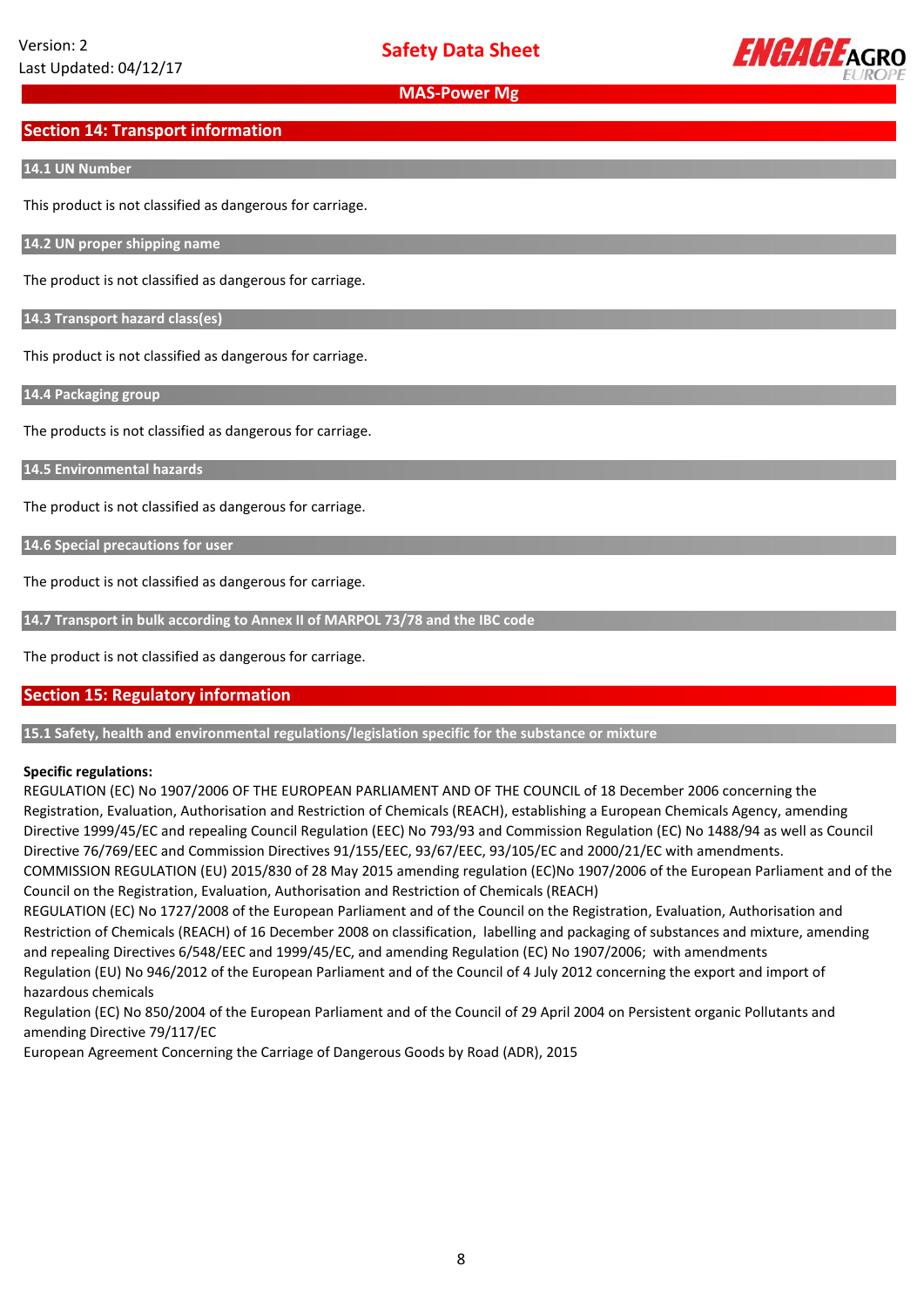## Section 14: Transport information

### 14.1 UN Number

This product is not classified as dangerous for carriage.

### 14.2 UN proper shipping name

The product is not classified as dangerous for carriage.

### 14.3 Transport hazard class(es)

This product is not classified as dangerous for carriage.

### 14.4 Packaging group

The products is not classified as dangerous for carriage.

### 14.5 Environmental hazards

The product is not classified as dangerous for carriage.

### 14.6 Special precautions for user

The product is not classified as dangerous for carriage.

### 14.7 Transport in bulk according to Annex II of MARPOL 73/78 and the IBC code

The product is not classified as dangerous for carriage.

## Section 15: Regulatory information

### 15.1 Safety, health and environmental regulations/legislation specific for the substance or mixture

**Specific regulations:**

REGULATION (EC) No 1907/2006 OF THE EUROPEAN PARLIAMENT AND OF THE COUNCIL of 18 December 2006 concerning the Registration, Evaluation, Authorisation and Restriction of Chemicals (REACH), establishing a European Chemicals Agency, amending Directive 1999/45/EC and repealing Council Regulation (EEC) No 793/93 and Commission Regulation (EC) No 1488/94 as well as Council Directive 76/769/EEC and Commission Directives 91/155/EEC, 93/67/EEC, 93/105/EC and 2000/21/EC with amendments.

COMMISSION REGULATION (EU) 2015/830 of 28 May 2015 amending regulation (EC)No 1907/2006 of the European Parliament and of the Council on the Registration, Evaluation, Authorisation and Restriction of Chemicals (REACH)

REGULATION (EC) No 1727/2008 of the European Parliament and of the Council on the Registration, Evaluation, Authorisation and Restriction of Chemicals (REACH) of 16 December 2008 on classification, labelling and packaging of substances and mixture, amending and repealing Directives 6/548/EEC and 1999/45/EC, and amending Regulation (EC) No 1907/2006; with amendments

Regulation (EU) No 946/2012 of the European Parliament and of the Council of 4 July 2012 concerning the export and import of hazardous chemicals

Regulation (EC) No 850/2004 of the European Parliament and of the Council of 29 April 2004 on Persistent organic Pollutants and amending Directive 79/117/EC

European Agreement Concerning the Carriage of Dangerous Goods by Road (ADR), 2015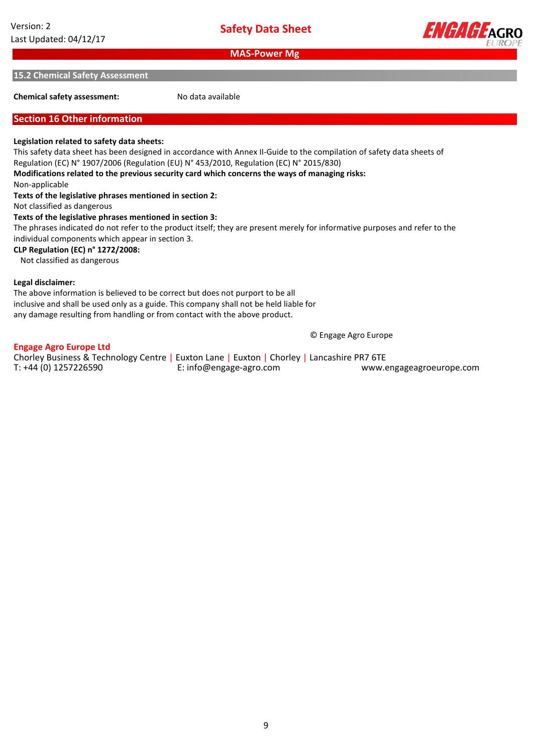## 15.2 Chemical Safety Assessment

**Chemical safety assessment:** No data available

## Section 16 Other information

**Legislation related to safety data sheets:**

This safety data sheet has been designed in accordance with Annex II-Guide to the compilation of safety data sheets of Regulation (EC) N° 1907/2006 (Regulation (EU) N° 453/2010, Regulation (EC) N° 2015/830)

**Modifications related to the previous security card which concerns the ways of managing risks:**

Non-applicable

**Texts of the legislative phrases mentioned in section 2:**

Not classified as dangerous

**Texts of the legislative phrases mentioned in section 3:**

The phrases indicated do not refer to the product itself; they are present merely for informative purposes and refer to the individual components which appear in section 3.

**CLP Regulation (EC) n° 1272/2008:**

Not classified as dangerous

**Legal disclaimer:**

The above information is believed to be correct but does not purport to be all inclusive and shall be used only as a guide. This company shall not be held liable for any damage resulting from handling or from contact with the above product.

© Engage Agro Europe

**Engage Agro Europe Ltd**

Chorley Business & Technology Centre | Euxton Lane | Euxton | Chorley | Lancashire PR7 6TE

T: +44 (0) 1257226590 E: info@engage-agro.com www.engageagroeurope.com